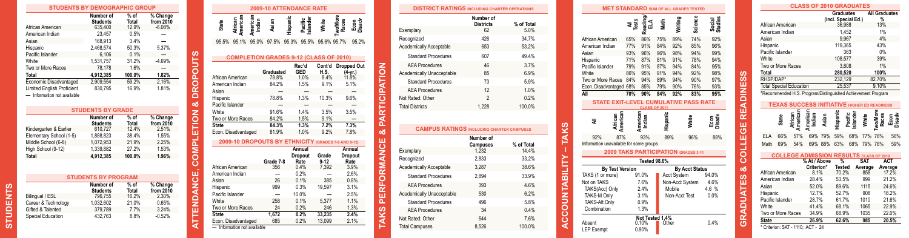# STUDENTS

### STUDENTS BY DEMOGRAPHIC GROUP

| | Number of Students | % of Total | % Change from 2010 |
|---|---|---|---|
| African American | 635,400 | 12.9% | -6.08% |
| American Indian | 23,457 | 0.5% | — |
| Asian | 168,913 | 3.4% | — |
| Hispanic | 2,468,574 | 50.3% | 5.37% |
| Pacific Islander | 6,106 | 0.1% | — |
| White | 1,531,757 | 31.2% | -4.69% |
| Two or More Races | 78,178 | 1.6% | — |
| **Total** | **4,912,385** | **100.0%** | **1.82%** |
| Economic Disadvantaged | 2,909,554 | 59.2% | 2.16% |
| Limited English Proficient | 830,795 | 16.9% | 1.81% |

— Information not available

### STUDENTS BY GRADE

| | Number of Students | % of Total | % Change from 2010 |
|---|---|---|---|
| Kindergarten & Earlier | 610,727 | 12.4% | 2.51% |
| Elementary School (1-5) | 1,888,623 | 38.4% | 1.55% |
| Middle School (6-8) | 1,072,953 | 21.9% | 2.25% |
| High School (9-12) | 1,339,882 | 27.2% | 1.53% |
| **Total** | **4,912,385** | **100.0%** | **1.96%** |

### STUDENTS BY PROGRAM

| | Number of Students | % of Total | % Change from 2010 |
|---|---|---|---|
| Bilingual / ESL | 796,755 | 16.2% | 2.30% |
| Career & Technology | 1,032,602 | 21.0% | 0.65% |
| Gifted & Talented | 379,789 | 7.7% | 3.24% |
| Special Education | 432,763 | 8.8% | -0.52% |

# ATTENDANCE, COMPLETION & DROPOUTS

### 2009-10 ATTENDANCE RATE

| State | African American | American Indian | Asian | Hispanic | Pacific Islander | White | Two/More Races | Econ Disadv |
|---|---|---|---|---|---|---|---|---|
| 95.5% | 95.1% | 95.0% | 97.5% | 95.3% | 95.5% | 95.6% | 95.7% | 95.2% |

### COMPLETION GRADES 9-12 (CLASS OF 2010)

| | Graduated | Rec'd GED | Cont'd H.S. | Dropped Out (4-yr.) |
|---|---|---|---|---|
| African American | 78.8% | 1.0% | 8.4% | 11.8% |
| American Indian | 84.2% | 1.5% | 9.1% | 5.1% |
| Asian | — | — | — | — |
| Hispanic | 78.8% | 1.3% | 10.3% | 9.6% |
| Pacific Islander | — | — | — | — |
| White | 91.6% | 1.4% | 3.5% | 3.5% |
| Two or More Races | 84.2% | 1.5% | 9.1% | — |
| **State** | **84.3%** | **1.3%** | **7.2%** | **7.3%** |
| Econ. Disadvantaged | 81.9% | 1.0% | 9.2% | 7.8% |

### 2009-10 DROPOUTS BY ETHNICITY (GRADES 7-8 AND 9-12)

| | Grade 7-8 | Annual Dropout Rate | Grade 9-12 | Annual Dropout Rate |
|---|---|---|---|---|
| African American | 356 | 0.4% | 7,392 | 3.9% |
| American Indian | — | 0.2% | — | 2.6% |
| Asian | 26 | 0.1% | 385 | 0.8% |
| Hispanic | 999 | 0.3% | 19,597 | 3.1% |
| Pacific Islander | — | 10.0% | — | 2.5% |
| White | 258 | 0.1% | 5,377 | 1.1% |
| Two or More Races | 24 | 0.2% | 246 | 1.3% |
| **State** | **1,672** | **0.2%** | **33,235** | **2.4%** |
| Econ. Disadvantaged | 685 | 0.2% | 13,099 | 2.1% |

— Information not available

# TAKS PERFORMANCE & PARTICIPATION

### DISTRICT RATINGS INCLUDING CHARTER OPERATIONS

| | Number of Districts | % of Total |
|---|---|---|
| Exemplary | 62 | 5.0% |
| Recognized | 426 | 34.7% |
| Academically Acceptable | 653 | 53.2% |
| Standard Procedures | 607 | 49.4% |
| AEA Procedures | 46 | 3.7% |
| Academically Unacceptable | 85 | 6.9% |
| Standard Procedures | 73 | 5.9% |
| AEA Procedures | 12 | 1.0% |
| Not Rated: Other | 2 | 0.2% |
| Total Districts | 1,228 | 100.0% |

### CAMPUS RATINGS INCLUDING CHARTER CAMPUSES

| | Number of Campuses | % of Total |
|---|---|---|
| Exemplary | 1,232 | 14.4% |
| Recognized | 2,833 | 33.2% |
| Academically Acceptable | 3,287 | 38.6% |
| Standard Procedures | 2,894 | 33.9% |
| AEA Procedures | 393 | 4.6% |
| Academically Unacceptable | 530 | 6.2% |
| Standard Procedures | 496 | 5.8% |
| AEA Procedures | 34 | 0.4% |
| Not Rated: Other | 644 | 7.6% |
| Total Campuses | 8,526 | 100.0% |

# ACCOUNTABILITY – TAKS

### MET STANDARD SUM OF ALL GRADES TESTED

| | All Tests | Reading/ ELA | Math | Writing | Science | Social Studies |
|---|---|---|---|---|---|---|
| African American | 65% | 86% | 75% | 89% | 74% | 92% |
| American Indian | 77% | 91% | 84% | 92% | 85% | 96% |
| Asian | 93% | 96% | 96% | 98% | 94% | 99% |
| Hispanic | 71% | 87% | 81% | 91% | 78% | 94% |
| Pacific Islander | 79% | 91% | 87% | 94% | 84% | 95% |
| White | 86% | 95% | 91% | 94% | 92% | 98% |
| Two or More Races | 84% | 94% | 89% | 94% | 90% | 97% |
| Econ. Disadvantaged | 68% | 85% | 79% | 90% | 76% | 93% |
| **All** | **70%** | **90%** | **84%** | **92%** | **83%** | **95%** |

### STATE EXIT-LEVEL CUMULATIVE PASS RATE (CLASS OF 2011)

| All | African American | American Indian | Hispanic | White | Econ Disadv |
|---|---|---|---|---|---|
| 92% | 87% | 93% | 89% | 96% | 88% |

Information unavailable for some groups

### 2009 TAKS PARTICIPATION GRADES 3-11

Tested 98.6%

| By Test Version | | By Acct Status | |
|---|---|---|---|
| TAKS (1 or more) | 91.0% | Acct System | 94.0% |
| Not on TAKS | 7.6% | Non-Acct System | 4.6% |
| TAKS(Acc) Only | 2.4% | Mobile | 4.6 % |
| TAKS-M Only | 3.1% | Non-Acct Test | 0.0% |
| TAKS-Alt Only | 0.9% | | |
| Combination | 1.3% | | |

Not Tested 1.4%

| | | | |
|---|---|---|---|
| Absent | 0.10% | Other | 0.4% |
| LEP Exempt | 0.90% | | |

# GRADUATES & COLLEGE READINESS

### CLASS OF 2010 GRADUATES

| | Graduates (incl. Special Ed.) | All Graduates % |
|---|---|---|
| African American | 36,988 | 13% |
| American Indian | 1,452 | 1% |
| Asian | 9,967 | 4% |
| Hispanic | 119,365 | 43% |
| Pacific Islander | 363 | 0% |
| White | 108,577 | 39% |
| Two or More Races | 3,808 | 1% |
| **Total** | **280,520** | **100%** |
| RHSP/DAP* | 232,129 | 82.70% |
| Total Special Education | 25,537 | 9.10% |

*Recommended H.S. Program/Distinguished Achievement Program

### TEXAS SUCCESS INITIATIVE HIGHER ED READINESS

| | State | African American | American Indian | Asian | Hispanic | Pacific Islander | White | Two/More Races | Econ Disadv |
|---|---|---|---|---|---|---|---|---|---|
| ELA | 66% | 57% | 69% | 79% | 59% | 68% | 77% | 76% | 56% |
| Math | 69% | 54% | 69% | 88% | 63% | 68% | 79% | 76% | 59% |

### COLLEGE ADMISSION RESULTS CLASS OF 2010

| | % At / Above Criterion* | SAT % Tested | SAT Average | ACT Average |
|---|---|---|---|---|
| African American | 8.1% | 70.2% | 858 | 17.2% |
| American Indian | 28.4% | 53.5% | 999 | 21.2% |
| Asian | 52.0% | 89.6% | 1115 | 24.6% |
| Hispanic | 12.7% | 52.7% | 908 | 18.2% |
| Pacific Islander | 28.7% | 61.7% | 1010 | 21.6% |
| White | 41.4% | 68.1% | 1065 | 22.9% |
| Two or More Races | 34.9% | 68.9% | 1035 | 22.0% |
| **State** | **26.9%** | **62.6%** | **985** | **20.5%** |

* Criterion: SAT - 1110; ACT - 24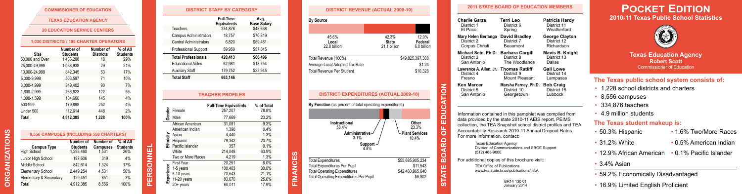# ORGANIZATIONS

## COMMISSIONER OF EDUCATION

## TEXAS EDUCATION AGENCY

## 20 EDUCATION SERVICE CENTERS

### 1,030 DISTRICTS / 198 CHARTER OPERATORS

| Size | Number of Students | Number of Districts | % of All Students |
|---|---|---|---|
| 50,000 and Over | 1,436,208 | 18 | 29% |
| 25,000-49,999 | 1,036,938 | 29 | 21% |
| 10,000-24,999 | 842,345 | 53 | 17% |
| 5,000-9,999 | 503,597 | 71 | 10% |
| 3,000-4,999 | 349,402 | 90 | 7% |
| 1,600-2,999 | 266,623 | 122 | 5% |
| 1,000-1,599 | 184,660 | 145 | 4% |
| 500-999 | 179,898 | 252 | 4% |
| Under 500 | 112,614 | 448 | 2% |
| Total | 4,912,385 | 1,228 | 100% |

### 8,556 CAMPUSES (INCLUDING 558 CHARTERS)

| Campus Type | Number of Students | Number of Campuses | % of All Students |
|---|---|---|---|
| High School | 1,293,460 | 1,531 | 26% |
| Junior High School | 197,606 | 319 | 4% |
| Middle School | 842,614 | 1,324 | 17% |
| Elementary School | 2,449,254 | 4,531 | 50% |
| Elementary & Secondary | 129,451 | 851 | 3% |
| Total | 4,912,385 | 8,556 | 100% |

# PERSONNEL

### DISTRICT STAFF BY CATEGORY

| | Full-Time Equivalents | Avg. Base Salary |
|---|---|---|
| Teachers | 334,876 | $48,638 |
| Campus Administration | 18,757 | $70,819 |
| Central Administrators | 6,820 | $89,481 |
| Professional Support | 59,959 | $57,045 |
| **Total Professionals** | **420,413** | **$66,496** |
| Educational Aides | 62,981 | $18,754 |
| Auxiliary Staff | 179,752 | $22,945 |
| **Total Staff** | **663,146** | |

### TEACHER PROFILES

| | | Full-Time Equivalents | % of Total |
|---|---|---|---|
| Gender | Female | 257,207 | 76.8% |
| | Male | 77,669 | 23.2% |
| Ethnicity | African American | 31,081 | 9.3% |
| | American Indian | 1,390 | 0.4% |
| | Asian | 4,440 | 1.3% |
| | Hispanic | 79,342 | 23.7% |
| | Pacific Islander | 357 | 0.1% |
| | White | 214,048 | 63.9% |
| | Two or More Races | 4,219 | 1.3% |
| Experience | First Year | 20,251 | 6.0% |
| | 1-5 years | 100,403 | 30.0% |
| | 6-10 years | 70,543 | 21.1% |
| | 11-20 years | 83,670 | 25.0% |
| | 20+ years | 60,011 | 17.9% |

# FINANCES

### DISTRICT REVENUE (ACTUAL 2009-10)

**By Source**

45.6%
Local
22.8 billion

42.3%
State
21.1 billion

12.0%
Federal
6.0 billion

| | |
|---|---|
| Total Revenue (100%) | $49,825,397,308 |
| Average Local Adopted Tax Rate | $1.24 |
| Total Revenue Per Student | $10,328 |

### DISTRICT EXPENDITURES (ACTUAL 2009-10)

**By Function** (as percent of total operating expenditures)

Instructional
58.4%

Administrative
3.1%

Support
4.8%

Other
23.3%

Plant Services
10.4%

| | |
|---|---|
| Total Expenditures | $55,685,905,234 |
| Total Expenditures Per Pupil | $11,543 |
| Total Operating Expenditures | $42,460,965,640 |
| Total Operating Expenditures Per Pupil | $8,802 |

# STATE BOARD OF EDUCATION

### 2011 STATE BOARD OF EDUCATION MEMBERS

| | | |
|---|---|---|
| **Charlie Garza** District 1 El Paso | **Terri Leo** District 6 Spring | **Patricia Hardy** District 11 Weatherford |
| **Mary Helen Berlanga** District 2 Corpus Christi | **David Bradley** District 7 Beaumont | **George Clayton** District 12 Richardson |
| **Michael Soto, Ph.D.** District 3 San Antonio | **Barbara Cargill** District 8 The Woodlands | **Mavis B. Knight** District 13 Dallas |
| **Lawrence A. Allen, Jr.** District 4 Fresno | **Thomas Ratliff** District 9 Mount Pleasant | **Gail Lowe** District 14 Lampasas |
| **Ken Mercer** District 5 San Antonio | **Marsha Farney, Ph.D.** District 10 Georgetown | **Bob Craig** District 15 Lubbock |

Information contained in this pamphlet was compiled from data provided by the state 2010-11 AEIS report, PEIMS collection, the TEA Snapshot school district profiles and TEA Accountability Research-2010-11 Annual Dropout Rates. For more information, contact:

Texas Education Agency
Division of Communications and SBOE Support
(512) 463-9000.

For additional copies of this brochure visit:

TEA Office of Publications
www.tea.state.tx.us/publications/info/.

BR14 130 01
January 2014

# POCKET EDITION

## 2010-11 Texas Public School Statistics

**Texas Education Agency**
**Robert Scott**
Commissioner of Education

### The Texas public school system consists of:

- 1,228 school districts and charters
- 8,556 campuses
- 334,876 teachers
- 4.9 million students

### The Texas student makeup is:

- 50.3% Hispanic
- 1.6% Two/More Races
- 31.2% White
- 0.5% American Indian
- 12.9% African American
- 0.1% Pacific Islander
- 3.4% Asian
- 59.2% Economically Disadvantaged
- 16.9% Limited English Proficient